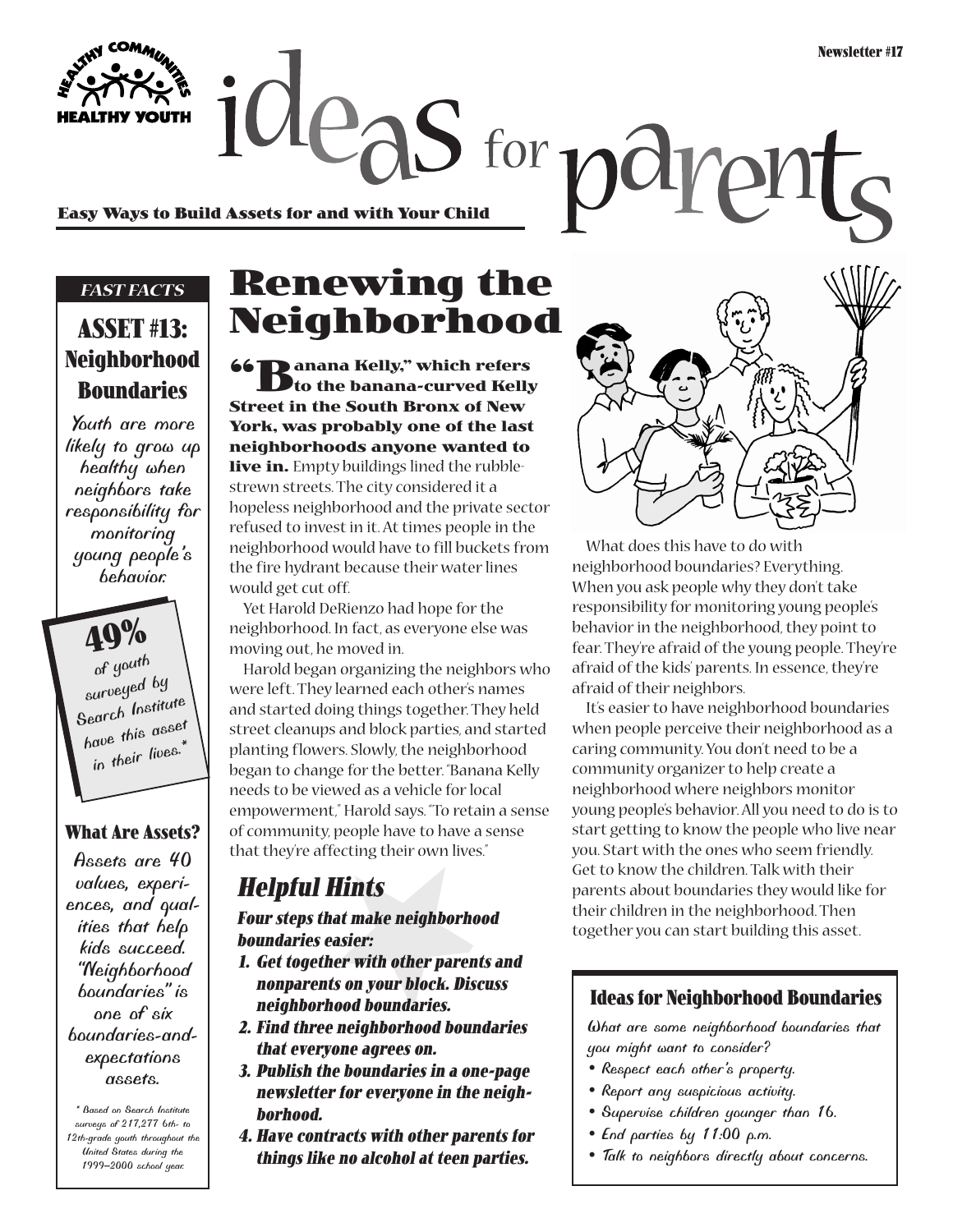HEALTHY COMMUNITIES • HEALTHY YOUTH

Newsletter #17

# ideas for parents

**Easy Ways to Build Assets for and with Your Child**

*FAST FACTS*

## ASSET #13: Neighborhood Boundaries

Youth are more likely to grow up healthy when neighbors take responsibility for monitoring young people's behavior.

**49%** of youth surveyed by Search Institute have this asset in their lives.*

### What Are Assets?

Assets are 40 values, experiences, and qualities that help kids succeed. "Neighborhood boundaries" is one of six boundaries-and-expectations assets.

\* Based on Search Institute surveys of 217,277 6th- to 12th-grade youth throughout the United States during the 1999–2000 school year.

# Renewing the Neighborhood

**"Banana Kelly," which refers to the banana-curved Kelly Street in the South Bronx of New York, was probably one of the last neighborhoods anyone wanted to live in.** Empty buildings lined the rubble-strewn streets. The city considered it a hopeless neighborhood and the private sector refused to invest in it. At times people in the neighborhood would have to fill buckets from the fire hydrant because their water lines would get cut off.

Yet Harold DeRienzo had hope for the neighborhood. In fact, as everyone else was moving out, he moved in.

Harold began organizing the neighbors who were left. They learned each other's names and started doing things together. They held street cleanups and block parties, and started planting flowers. Slowly, the neighborhood began to change for the better. "Banana Kelly needs to be viewed as a vehicle for local empowerment," Harold says. "To retain a sense of community, people have to have a sense that they're affecting their own lives."

## *Helpful Hints*

***Four steps that make neighborhood boundaries easier:***

1. ***Get together with other parents and nonparents on your block. Discuss neighborhood boundaries.***
2. ***Find three neighborhood boundaries that everyone agrees on.***
3. ***Publish the boundaries in a one-page newsletter for everyone in the neighborhood.***
4. ***Have contracts with other parents for things like no alcohol at teen parties.***

What does this have to do with neighborhood boundaries? Everything. When you ask people why they don't take responsibility for monitoring young people's behavior in the neighborhood, they point to fear. They're afraid of the young people. They're afraid of the kids' parents. In essence, they're afraid of their neighbors.

It's easier to have neighborhood boundaries when people perceive their neighborhood as a caring community. You don't need to be a community organizer to help create a neighborhood where neighbors monitor young people's behavior. All you need to do is to start getting to know the people who live near you. Start with the ones who seem friendly. Get to know the children. Talk with their parents about boundaries they would like for their children in the neighborhood. Then together you can start building this asset.

### Ideas for Neighborhood Boundaries

What are some neighborhood boundaries that you might want to consider?

- Respect each other's property.
- Report any suspicious activity.
- Supervise children younger than 16.
- End parties by 11:00 p.m.
- Talk to neighbors directly about concerns.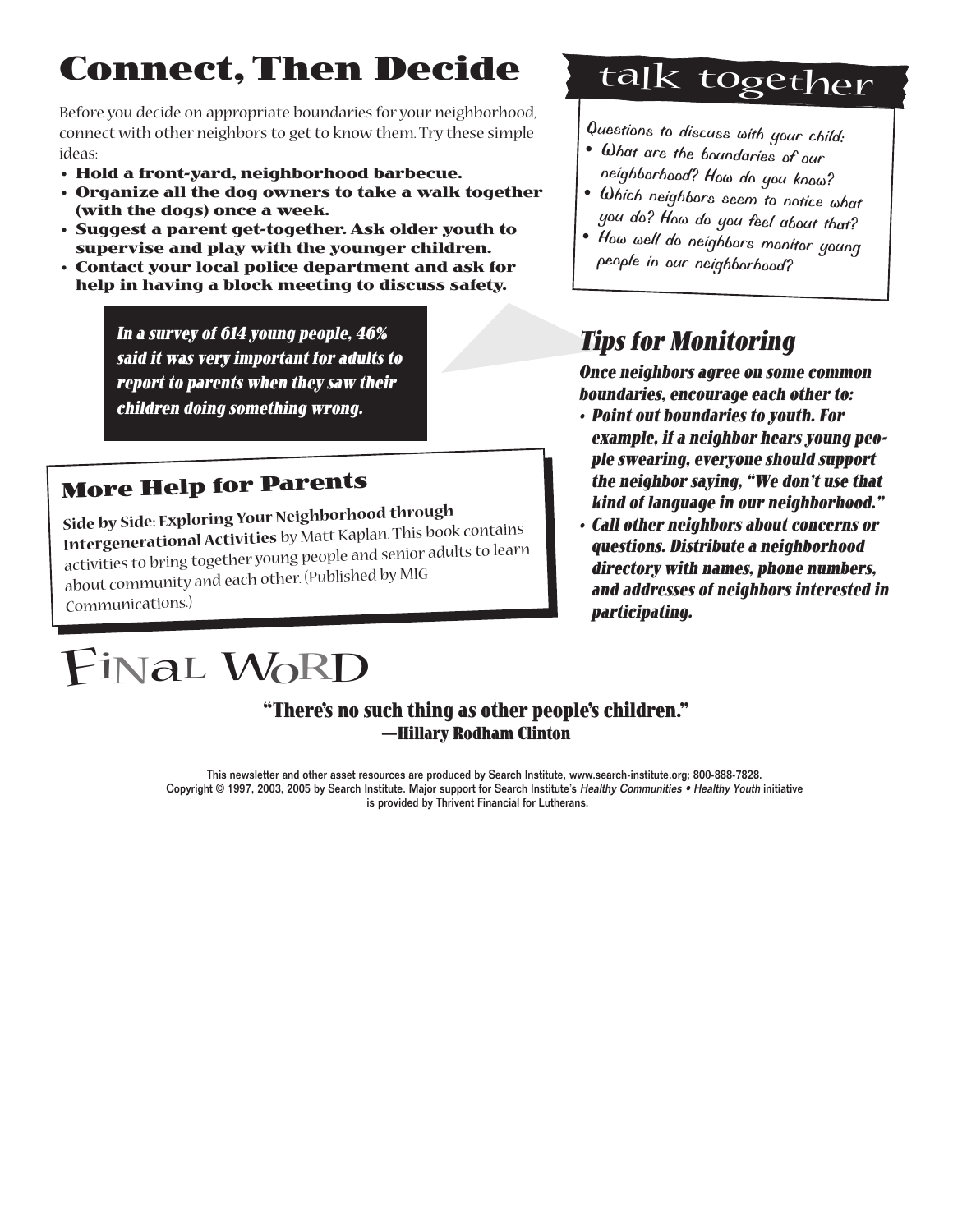## Connect, Then Decide

Before you decide on appropriate boundaries for your neighborhood, connect with other neighbors to get to know them. Try these simple ideas:

- **Hold a front-yard, neighborhood barbecue.**
- **Organize all the dog owners to take a walk together (with the dogs) once a week.**
- **Suggest a parent get-together. Ask older youth to supervise and play with the younger children.**
- **Contact your local police department and ask for help in having a block meeting to discuss safety.**

***In a survey of 614 young people, 46% said it was very important for adults to report to parents when they saw their children doing something wrong.***

## talk together

Questions to discuss with your child:

- What are the boundaries of our neighborhood? How do you know?
- Which neighbors seem to notice what you do? How do you feel about that?
- How well do neighbors monitor young people in our neighborhood?

## *Tips for Monitoring*

***Once neighbors agree on some common boundaries, encourage each other to:***

- ***Point out boundaries to youth. For example, if a neighbor hears young people swearing, everyone should support the neighbor saying, "We don't use that kind of language in our neighborhood."***
- ***Call other neighbors about concerns or questions. Distribute a neighborhood directory with names, phone numbers, and addresses of neighbors interested in participating.***

## More Help for Parents

**Side by Side: Exploring Your Neighborhood through Intergenerational Activities** by Matt Kaplan. This book contains activities to bring together young people and senior adults to learn about community and each other. (Published by MIG Communications.)

## Final Word

**"There's no such thing as other people's children."**
**—Hillary Rodham Clinton**

This newsletter and other asset resources are produced by Search Institute, www.search-institute.org; 800-888-7828. Copyright © 1997, 2003, 2005 by Search Institute. Major support for Search Institute's *Healthy Communities • Healthy Youth* initiative is provided by Thrivent Financial for Lutherans.